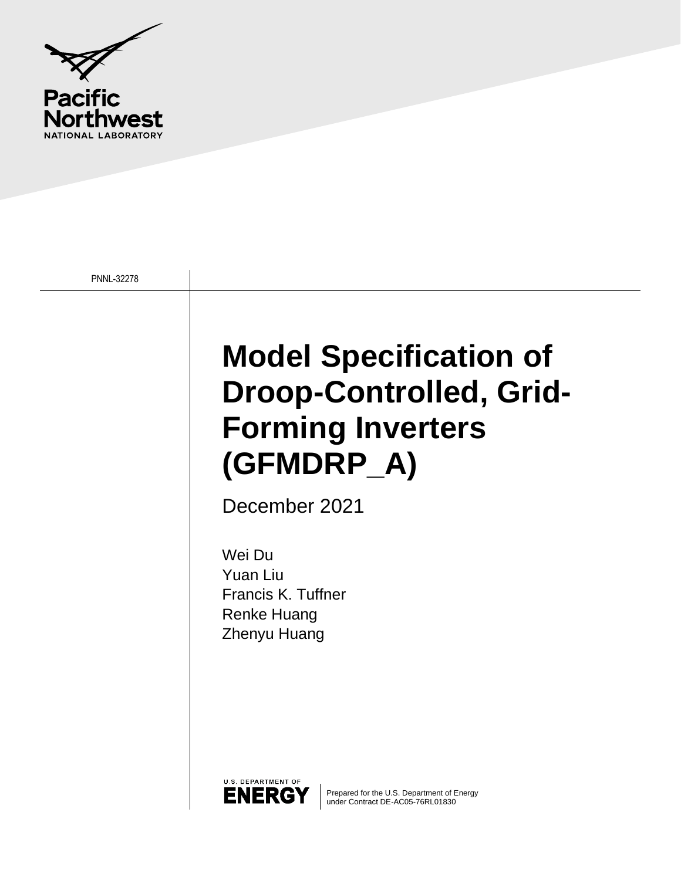Pacific Northwest
NATIONAL LABORATORY

PNNL-32278

# Model Specification of Droop-Controlled, Grid-Forming Inverters (GFMDRP_A)

December 2021

Wei Du
Yuan Liu
Francis K. Tuffner
Renke Huang
Zhenyu Huang

U.S. DEPARTMENT OF ENERGY

Prepared for the U.S. Department of Energy
under Contract DE-AC05-76RL01830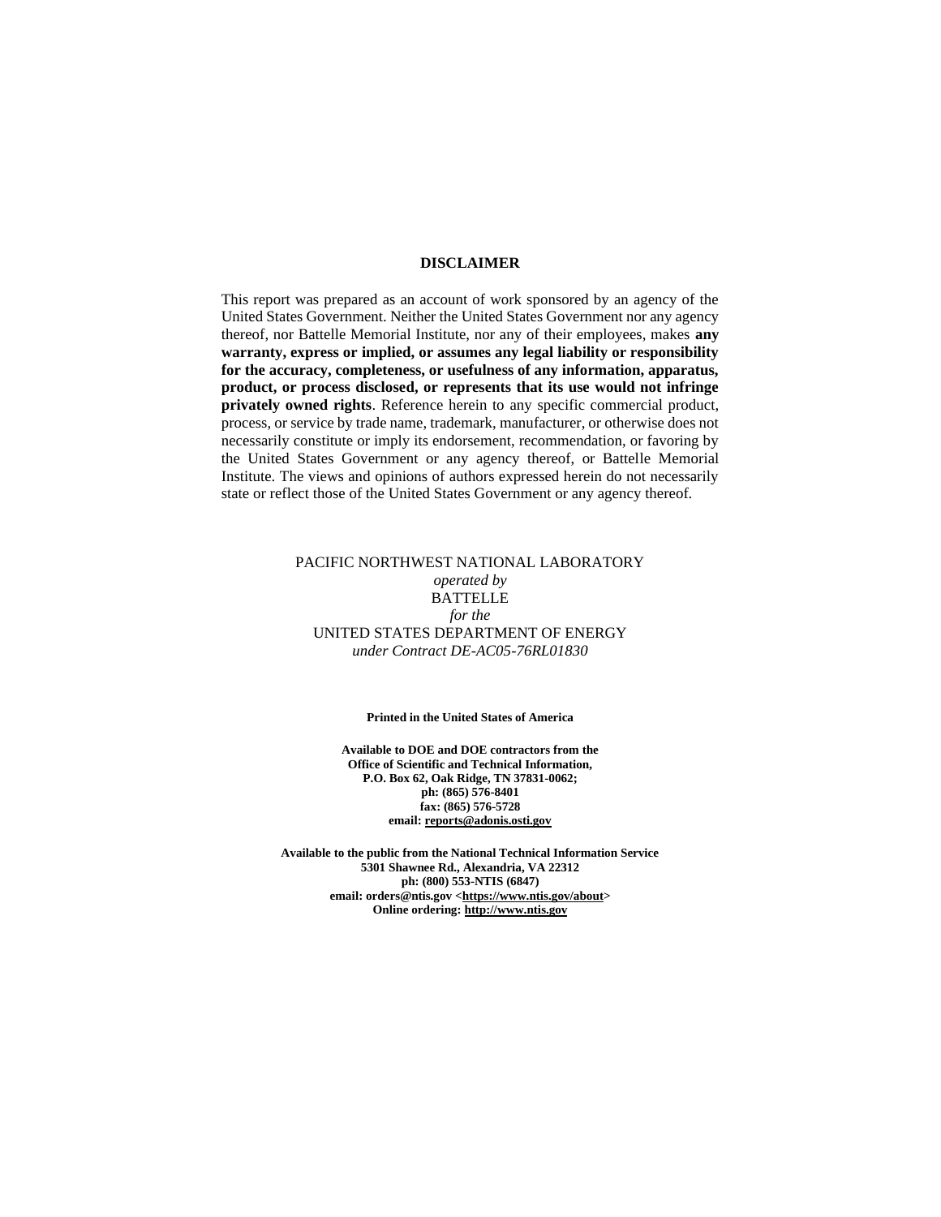## DISCLAIMER

This report was prepared as an account of work sponsored by an agency of the United States Government. Neither the United States Government nor any agency thereof, nor Battelle Memorial Institute, nor any of their employees, makes **any warranty, express or implied, or assumes any legal liability or responsibility for the accuracy, completeness, or usefulness of any information, apparatus, product, or process disclosed, or represents that its use would not infringe privately owned rights**. Reference herein to any specific commercial product, process, or service by trade name, trademark, manufacturer, or otherwise does not necessarily constitute or imply its endorsement, recommendation, or favoring by the United States Government or any agency thereof, or Battelle Memorial Institute. The views and opinions of authors expressed herein do not necessarily state or reflect those of the United States Government or any agency thereof.

PACIFIC NORTHWEST NATIONAL LABORATORY
*operated by*
BATTELLE
*for the*
UNITED STATES DEPARTMENT OF ENERGY
*under Contract DE-AC05-76RL01830*

**Printed in the United States of America**

**Available to DOE and DOE contractors from the**
**Office of Scientific and Technical Information,**
**P.O. Box 62, Oak Ridge, TN 37831-0062;**
**ph: (865) 576-8401**
**fax: (865) 576-5728**
**email: reports@adonis.osti.gov**

**Available to the public from the National Technical Information Service**
**5301 Shawnee Rd., Alexandria, VA 22312**
**ph: (800) 553-NTIS (6847)**
**email: orders@ntis.gov <https://www.ntis.gov/about>**
**Online ordering: http://www.ntis.gov**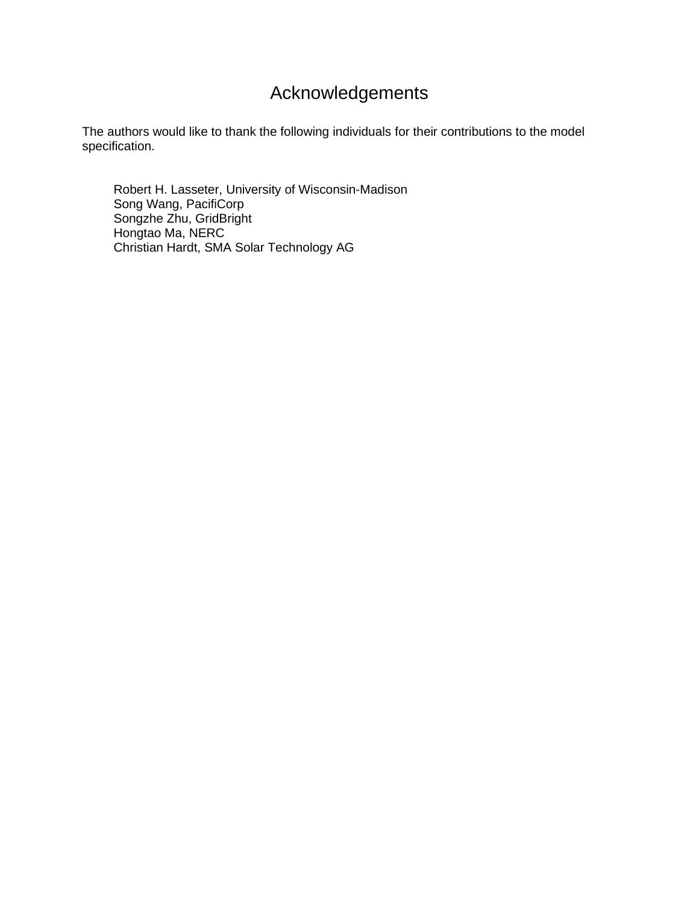# Acknowledgements

The authors would like to thank the following individuals for their contributions to the model specification.

Robert H. Lasseter, University of Wisconsin-Madison
Song Wang, PacifiCorp
Songzhe Zhu, GridBright
Hongtao Ma, NERC
Christian Hardt, SMA Solar Technology AG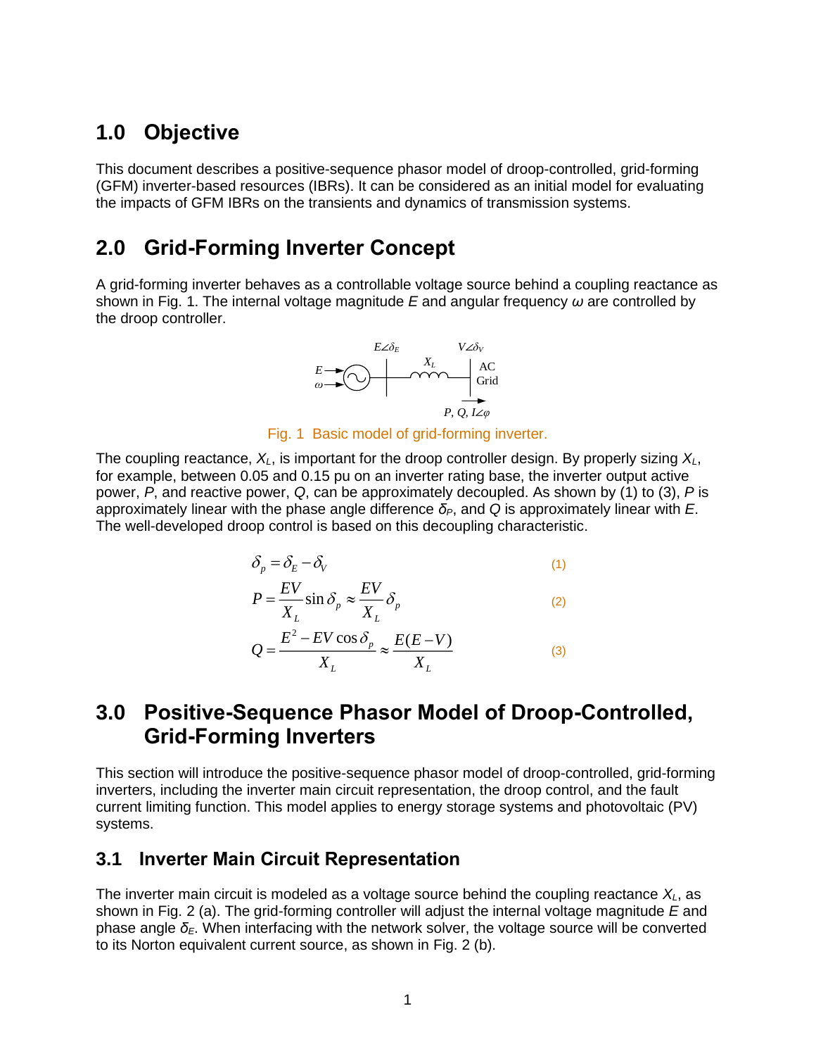## 1.0 Objective

This document describes a positive-sequence phasor model of droop-controlled, grid-forming (GFM) inverter-based resources (IBRs). It can be considered as an initial model for evaluating the impacts of GFM IBRs on the transients and dynamics of transmission systems.

## 2.0 Grid-Forming Inverter Concept

A grid-forming inverter behaves as a controllable voltage source behind a coupling reactance as shown in Fig. 1. The internal voltage magnitude $E$ and angular frequency $\omega$ are controlled by the droop controller.

Fig. 1 Basic model of grid-forming inverter.

The coupling reactance, $X_L$, is important for the droop controller design. By properly sizing $X_L$, for example, between 0.05 and 0.15 pu on an inverter rating base, the inverter output active power, $P$, and reactive power, $Q$, can be approximately decoupled. As shown by (1) to (3), $P$ is approximately linear with the phase angle difference $\delta_P$, and $Q$ is approximately linear with $E$. The well-developed droop control is based on this decoupling characteristic.

$$\delta_p = \delta_E - \delta_V \tag{1}$$

$$P = \frac{EV}{X_L}\sin\delta_p \approx \frac{EV}{X_L}\delta_p \tag{2}$$

$$Q = \frac{E^2 - EV\cos\delta_p}{X_L} \approx \frac{E(E-V)}{X_L} \tag{3}$$

## 3.0 Positive-Sequence Phasor Model of Droop-Controlled, Grid-Forming Inverters

This section will introduce the positive-sequence phasor model of droop-controlled, grid-forming inverters, including the inverter main circuit representation, the droop control, and the fault current limiting function. This model applies to energy storage systems and photovoltaic (PV) systems.

### 3.1 Inverter Main Circuit Representation

The inverter main circuit is modeled as a voltage source behind the coupling reactance $X_L$, as shown in Fig. 2 (a). The grid-forming controller will adjust the internal voltage magnitude $E$ and phase angle $\delta_E$. When interfacing with the network solver, the voltage source will be converted to its Norton equivalent current source, as shown in Fig. 2 (b).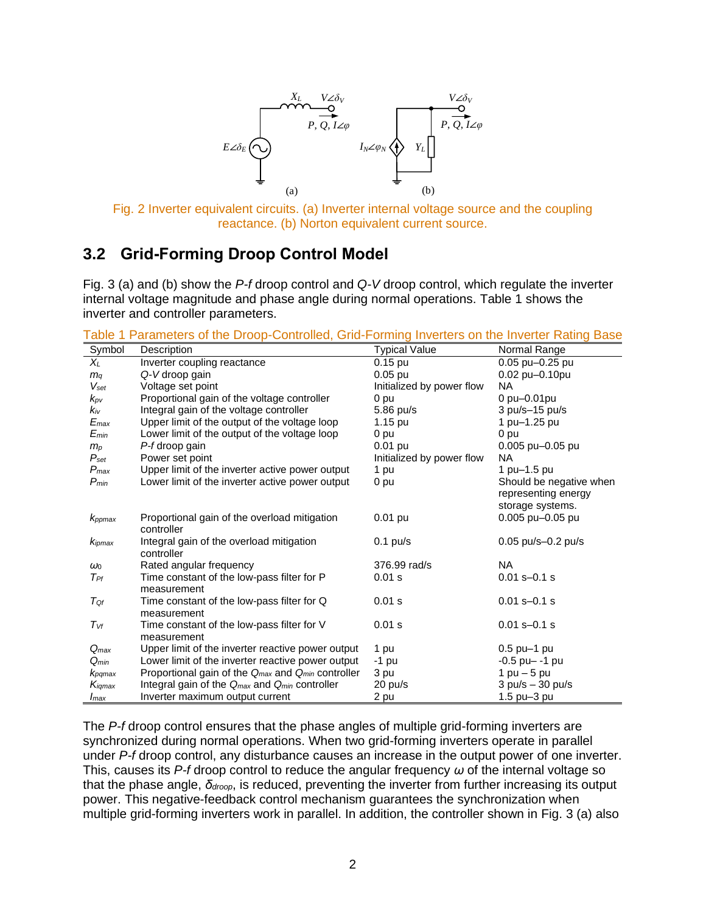Fig. 2 Inverter equivalent circuits. (a) Inverter internal voltage source and the coupling reactance. (b) Norton equivalent current source.

## 3.2 Grid-Forming Droop Control Model

Fig. 3 (a) and (b) show the *P-f* droop control and *Q-V* droop control, which regulate the inverter internal voltage magnitude and phase angle during normal operations. Table 1 shows the inverter and controller parameters.

Table 1 Parameters of the Droop-Controlled, Grid-Forming Inverters on the Inverter Rating Base

| Symbol | Description | Typical Value | Normal Range |
|---|---|---|---|
| $X_L$ | Inverter coupling reactance | 0.15 pu | 0.05 pu–0.25 pu |
| $m_q$ | *Q-V* droop gain | 0.05 pu | 0.02 pu–0.10pu |
| $V_{set}$ | Voltage set point | Initialized by power flow | NA |
| $k_{pv}$ | Proportional gain of the voltage controller | 0 pu | 0 pu–0.01pu |
| $k_{iv}$ | Integral gain of the voltage controller | 5.86 pu/s | 3 pu/s–15 pu/s |
| $E_{max}$ | Upper limit of the output of the voltage loop | 1.15 pu | 1 pu–1.25 pu |
| $E_{min}$ | Lower limit of the output of the voltage loop | 0 pu | 0 pu |
| $m_p$ | *P-f* droop gain | 0.01 pu | 0.005 pu–0.05 pu |
| $P_{set}$ | Power set point | Initialized by power flow | NA |
| $P_{max}$ | Upper limit of the inverter active power output | 1 pu | 1 pu–1.5 pu |
| $P_{min}$ | Lower limit of the inverter active power output | 0 pu | Should be negative when representing energy storage systems. |
| $k_{ppmax}$ | Proportional gain of the overload mitigation controller | 0.01 pu | 0.005 pu–0.05 pu |
| $k_{ipmax}$ | Integral gain of the overload mitigation controller | 0.1 pu/s | 0.05 pu/s–0.2 pu/s |
| $\omega_0$ | Rated angular frequency | 376.99 rad/s | NA |
| $T_{Pf}$ | Time constant of the low-pass filter for P measurement | 0.01 s | 0.01 s–0.1 s |
| $T_{Qf}$ | Time constant of the low-pass filter for Q measurement | 0.01 s | 0.01 s–0.1 s |
| $T_{Vf}$ | Time constant of the low-pass filter for V measurement | 0.01 s | 0.01 s–0.1 s |
| $Q_{max}$ | Upper limit of the inverter reactive power output | 1 pu | 0.5 pu–1 pu |
| $Q_{min}$ | Lower limit of the inverter reactive power output | -1 pu | -0.5 pu– -1 pu |
| $k_{pqmax}$ | Proportional gain of the $Q_{max}$ and $Q_{min}$ controller | 3 pu | 1 pu – 5 pu |
| $K_{iqmax}$ | Integral gain of the $Q_{max}$ and $Q_{min}$ controller | 20 pu/s | 3 pu/s – 30 pu/s |
| $I_{max}$ | Inverter maximum output current | 2 pu | 1.5 pu–3 pu |

The *P-f* droop control ensures that the phase angles of multiple grid-forming inverters are synchronized during normal operations. When two grid-forming inverters operate in parallel under *P-f* droop control, any disturbance causes an increase in the output power of one inverter. This, causes its *P-f* droop control to reduce the angular frequency $\omega$ of the internal voltage so that the phase angle, $\delta_{droop}$, is reduced, preventing the inverter from further increasing its output power. This negative-feedback control mechanism guarantees the synchronization when multiple grid-forming inverters work in parallel. In addition, the controller shown in Fig. 3 (a) also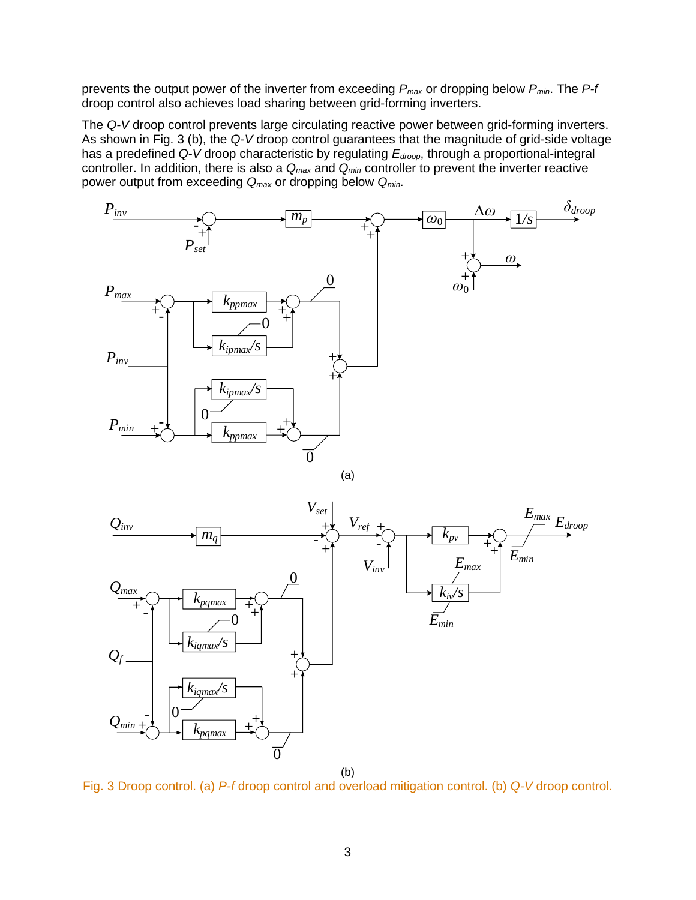prevents the output power of the inverter from exceeding $P_{max}$ or dropping below $P_{min}$. The *P-f* droop control also achieves load sharing between grid-forming inverters.

The *Q-V* droop control prevents large circulating reactive power between grid-forming inverters. As shown in Fig. 3 (b), the *Q-V* droop control guarantees that the magnitude of grid-side voltage has a predefined *Q-V* droop characteristic by regulating $E_{droop}$, through a proportional-integral controller. In addition, there is also a $Q_{max}$ and $Q_{min}$ controller to prevent the inverter reactive power output from exceeding $Q_{max}$ or dropping below $Q_{min}$.

(a)

(b)

Fig. 3 Droop control. (a) *P-f* droop control and overload mitigation control. (b) *Q-V* droop control.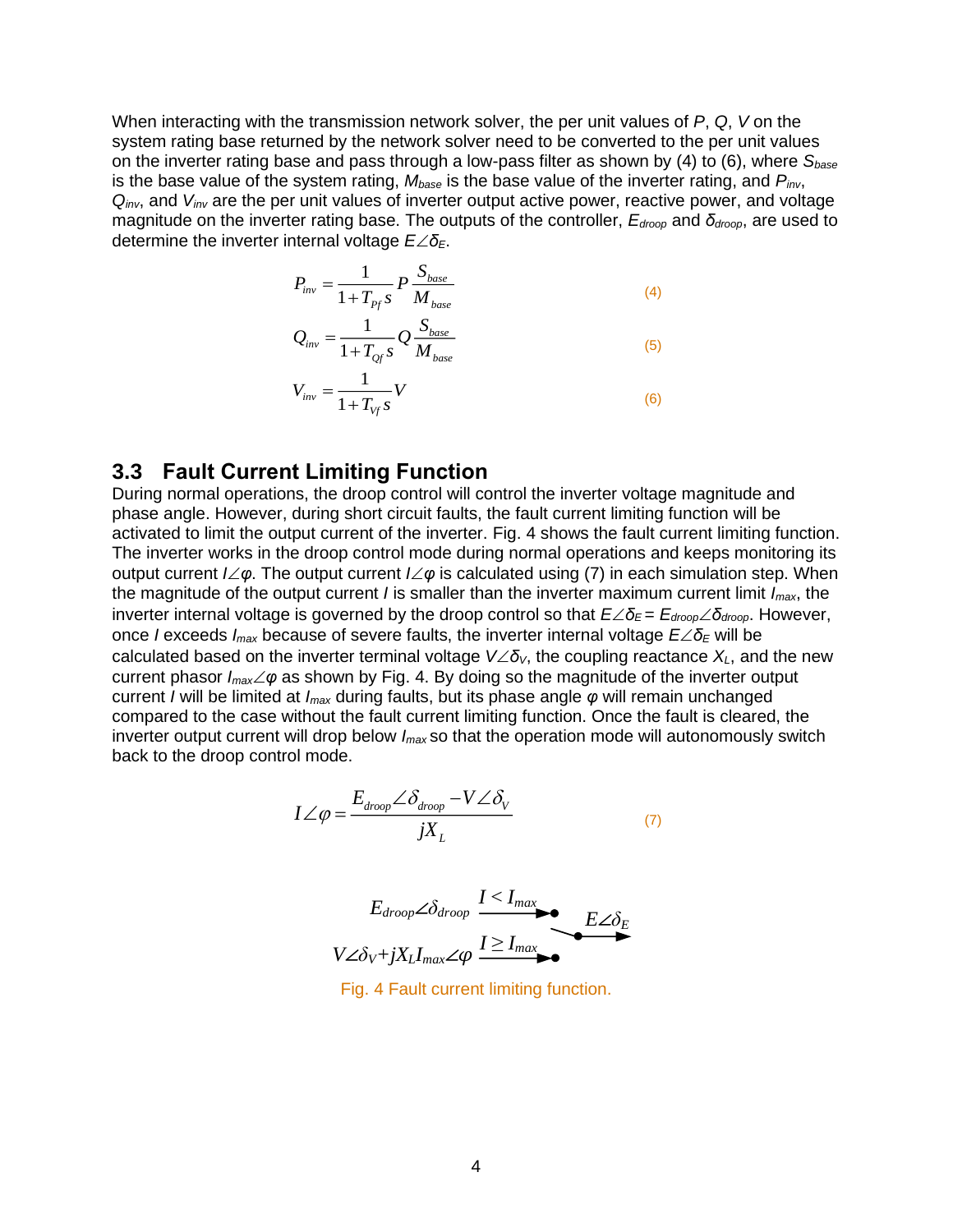When interacting with the transmission network solver, the per unit values of $P$, $Q$, $V$ on the system rating base returned by the network solver need to be converted to the per unit values on the inverter rating base and pass through a low-pass filter as shown by (4) to (6), where $S_{base}$ is the base value of the system rating, $M_{base}$ is the base value of the inverter rating, and $P_{inv}$, $Q_{inv}$, and $V_{inv}$ are the per unit values of inverter output active power, reactive power, and voltage magnitude on the inverter rating base. The outputs of the controller, $E_{droop}$ and $\delta_{droop}$, are used to determine the inverter internal voltage $E\angle\delta_E$.

$$P_{inv} = \frac{1}{1+T_{Pf}s} P \frac{S_{base}}{M_{base}} \tag{4}$$

$$Q_{inv} = \frac{1}{1+T_{Qf}s} Q \frac{S_{base}}{M_{base}} \tag{5}$$

$$V_{inv} = \frac{1}{1+T_{Vf}s} V \tag{6}$$

## 3.3 Fault Current Limiting Function

During normal operations, the droop control will control the inverter voltage magnitude and phase angle. However, during short circuit faults, the fault current limiting function will be activated to limit the output current of the inverter. Fig. 4 shows the fault current limiting function. The inverter works in the droop control mode during normal operations and keeps monitoring its output current $I\angle\varphi$. The output current $I\angle\varphi$ is calculated using (7) in each simulation step. When the magnitude of the output current $I$ is smaller than the inverter maximum current limit $I_{max}$, the inverter internal voltage is governed by the droop control so that $E\angle\delta_E = E_{droop}\angle\delta_{droop}$. However, once $I$ exceeds $I_{max}$ because of severe faults, the inverter internal voltage $E\angle\delta_E$ will be calculated based on the inverter terminal voltage $V\angle\delta_V$, the coupling reactance $X_L$, and the new current phasor $I_{max}\angle\varphi$ as shown by Fig. 4. By doing so the magnitude of the inverter output current $I$ will be limited at $I_{max}$ during faults, but its phase angle $\varphi$ will remain unchanged compared to the case without the fault current limiting function. Once the fault is cleared, the inverter output current will drop below $I_{max}$ so that the operation mode will autonomously switch back to the droop control mode.

$$I\angle\varphi = \frac{E_{droop}\angle\delta_{droop} - V\angle\delta_V}{jX_L} \tag{7}$$

$$E_{droop}\angle\delta_{droop} \xrightarrow{I < I_{max}} E\angle\delta_E$$

$$V\angle\delta_V + jX_L I_{max}\angle\varphi \xrightarrow{I \geq I_{max}} E\angle\delta_E$$

Fig. 4 Fault current limiting function.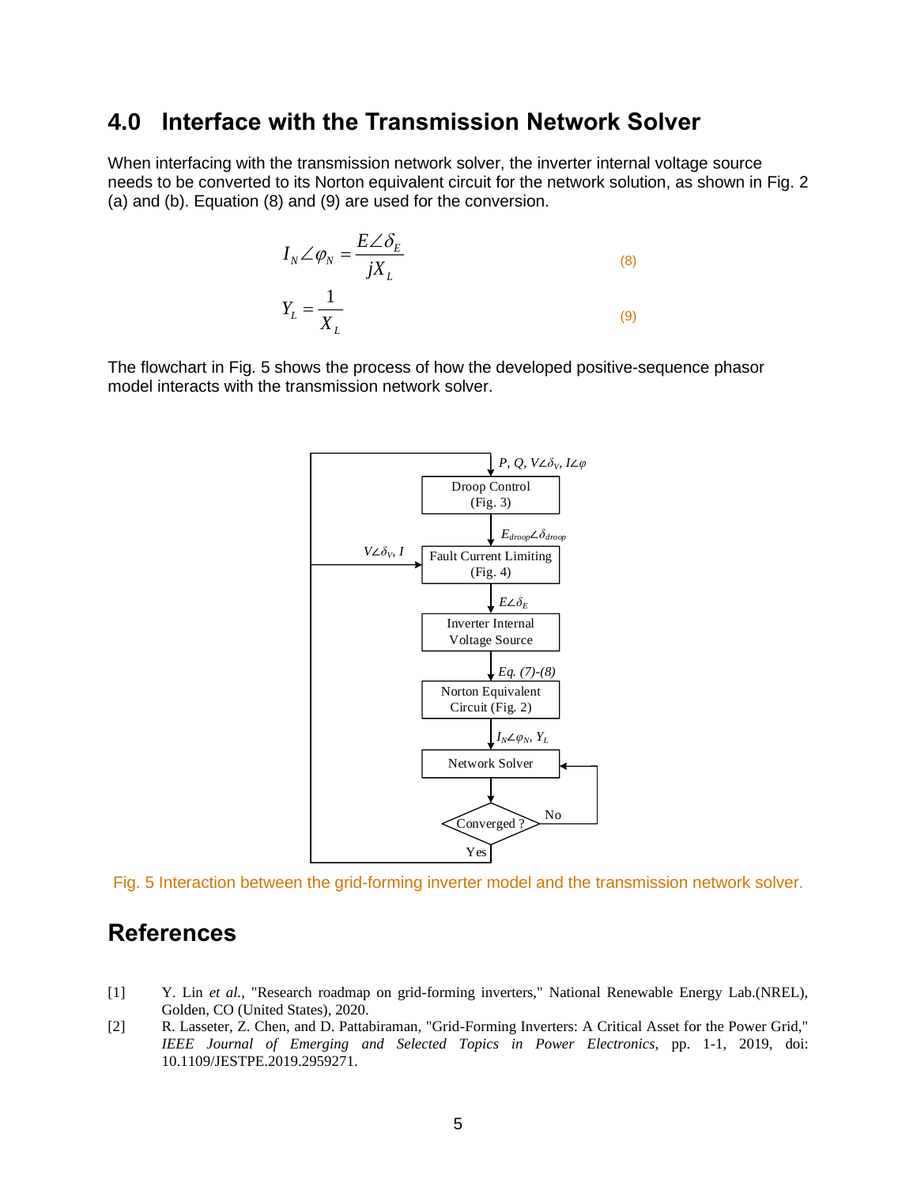## 4.0 Interface with the Transmission Network Solver

When interfacing with the transmission network solver, the inverter internal voltage source needs to be converted to its Norton equivalent circuit for the network solution, as shown in Fig. 2 (a) and (b). Equation (8) and (9) are used for the conversion.

$$I_N \angle \varphi_N = \frac{E \angle \delta_E}{jX_L} \tag{8}$$

$$Y_L = \frac{1}{X_L} \tag{9}$$

The flowchart in Fig. 5 shows the process of how the developed positive-sequence phasor model interacts with the transmission network solver.

Fig. 5 Interaction between the grid-forming inverter model and the transmission network solver.

## References

[1] Y. Lin *et al.*, "Research roadmap on grid-forming inverters," National Renewable Energy Lab.(NREL), Golden, CO (United States), 2020.

[2] R. Lasseter, Z. Chen, and D. Pattabiraman, "Grid-Forming Inverters: A Critical Asset for the Power Grid," *IEEE Journal of Emerging and Selected Topics in Power Electronics*, pp. 1-1, 2019, doi: 10.1109/JESTPE.2019.2959271.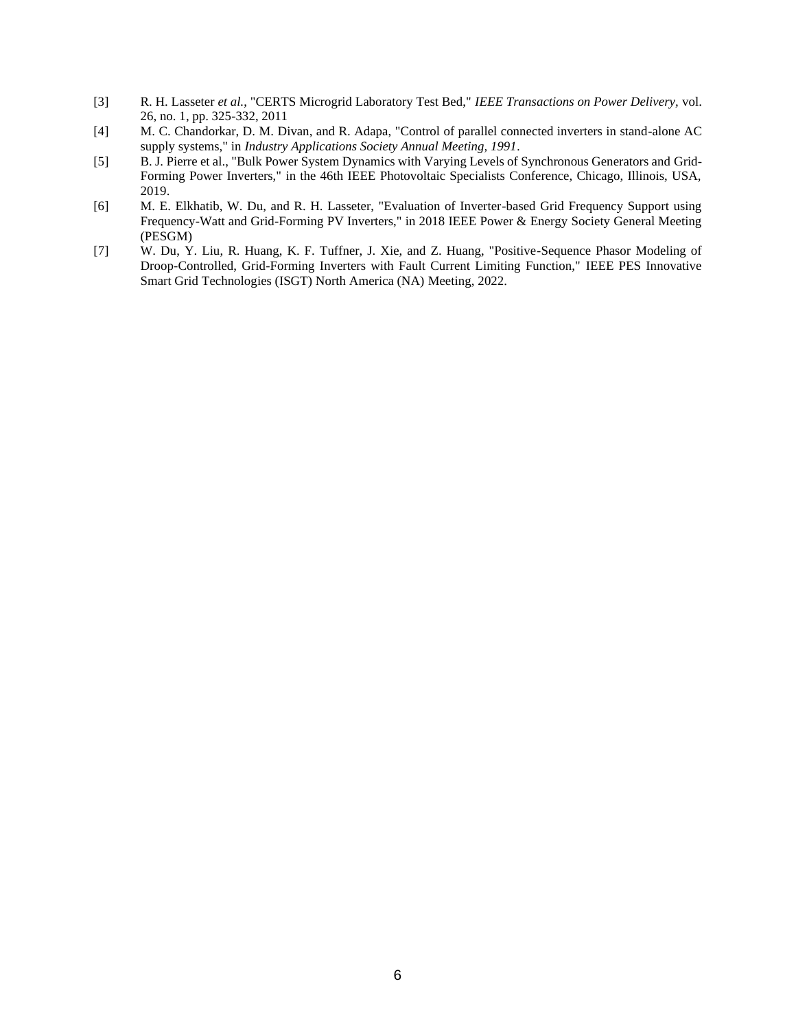[3] R. H. Lasseter *et al.*, "CERTS Microgrid Laboratory Test Bed," *IEEE Transactions on Power Delivery,* vol. 26, no. 1, pp. 325-332, 2011

[4] M. C. Chandorkar, D. M. Divan, and R. Adapa, "Control of parallel connected inverters in stand-alone AC supply systems," in *Industry Applications Society Annual Meeting, 1991*.

[5] B. J. Pierre et al., "Bulk Power System Dynamics with Varying Levels of Synchronous Generators and Grid-Forming Power Inverters," in the 46th IEEE Photovoltaic Specialists Conference, Chicago, Illinois, USA, 2019.

[6] M. E. Elkhatib, W. Du, and R. H. Lasseter, "Evaluation of Inverter-based Grid Frequency Support using Frequency-Watt and Grid-Forming PV Inverters," in 2018 IEEE Power & Energy Society General Meeting (PESGM)

[7] W. Du, Y. Liu, R. Huang, K. F. Tuffner, J. Xie, and Z. Huang, "Positive-Sequence Phasor Modeling of Droop-Controlled, Grid-Forming Inverters with Fault Current Limiting Function," IEEE PES Innovative Smart Grid Technologies (ISGT) North America (NA) Meeting, 2022.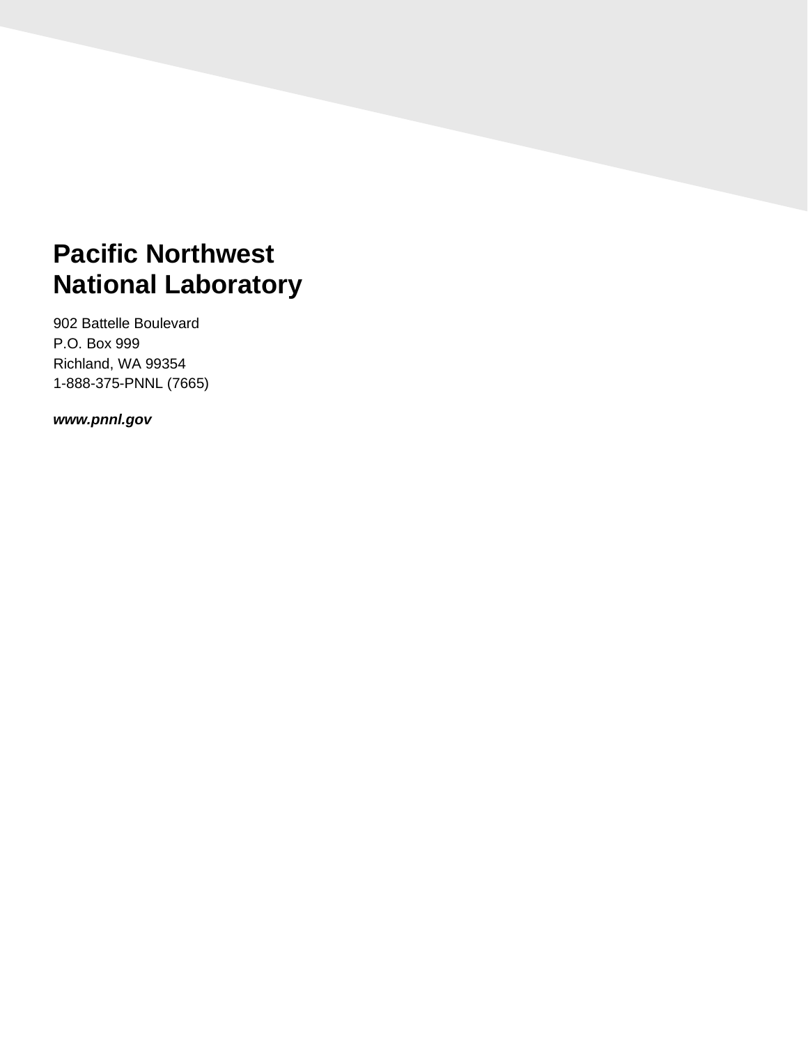# Pacific Northwest National Laboratory

902 Battelle Boulevard
P.O. Box 999
Richland, WA 99354
1-888-375-PNNL (7665)

***www.pnnl.gov***